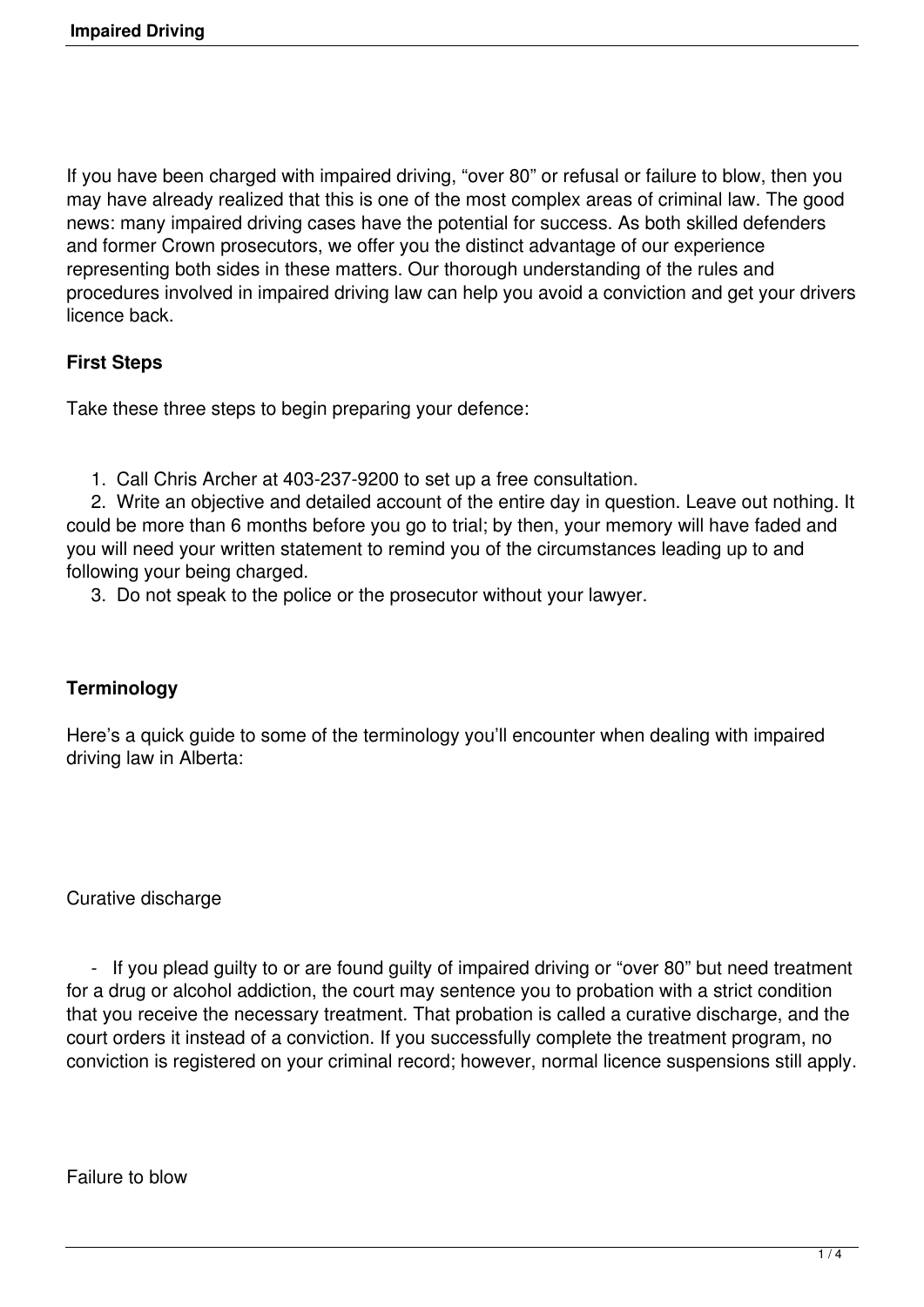If you have been charged with impaired driving, “over 80” or refusal or failure to blow, then you may have already realized that this is one of the most complex areas of criminal law. The good news: many impaired driving cases have the potential for success. As both skilled defenders and former Crown prosecutors, we offer you the distinct advantage of our experience representing both sides in these matters. Our thorough understanding of the rules and procedures involved in impaired driving law can help you avoid a conviction and get your drivers licence back.

**First Steps**

Take these three steps to begin preparing your defence:

1. Call Chris Archer at 403-237-9200 to set up a free consultation.
2. Write an objective and detailed account of the entire day in question. Leave out nothing. It could be more than 6 months before you go to trial; by then, your memory will have faded and you will need your written statement to remind you of the circumstances leading up to and following your being charged.
3. Do not speak to the police or the prosecutor without your lawyer.

**Terminology**

Here’s a quick guide to some of the terminology you’ll encounter when dealing with impaired driving law in Alberta:

Curative discharge

- If you plead guilty to or are found guilty of impaired driving or “over 80” but need treatment for a drug or alcohol addiction, the court may sentence you to probation with a strict condition that you receive the necessary treatment. That probation is called a curative discharge, and the court orders it instead of a conviction. If you successfully complete the treatment program, no conviction is registered on your criminal record; however, normal licence suspensions still apply.

Failure to blow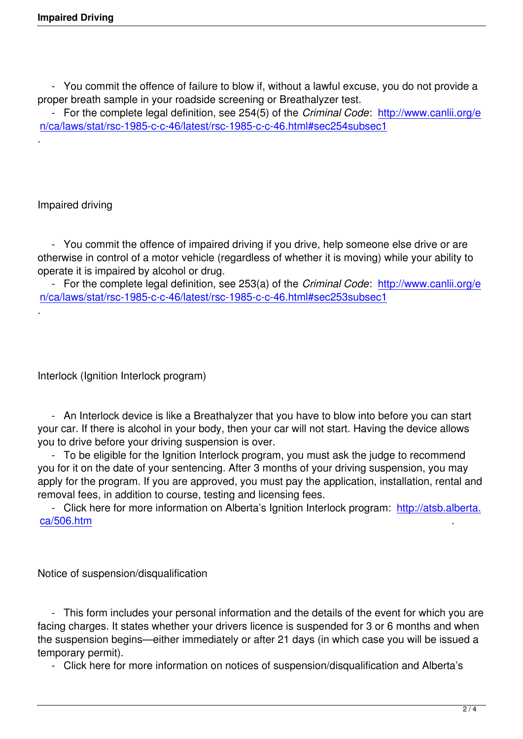- You commit the offence of failure to blow if, without a lawful excuse, you do not provide a proper breath sample in your roadside screening or Breathalyzer test.
- For the complete legal definition, see 254(5) of the *Criminal Code*: [http://www.canlii.org/en/ca/laws/stat/rsc-1985-c-c-46/latest/rsc-1985-c-c-46.html#sec254subsec1](http://www.canlii.org/en/ca/laws/stat/rsc-1985-c-c-46/latest/rsc-1985-c-c-46.html#sec254subsec1)

.

## Impaired driving

- You commit the offence of impaired driving if you drive, help someone else drive or are otherwise in control of a motor vehicle (regardless of whether it is moving) while your ability to operate it is impaired by alcohol or drug.
- For the complete legal definition, see 253(a) of the *Criminal Code*: [http://www.canlii.org/en/ca/laws/stat/rsc-1985-c-c-46/latest/rsc-1985-c-c-46.html#sec253subsec1](http://www.canlii.org/en/ca/laws/stat/rsc-1985-c-c-46/latest/rsc-1985-c-c-46.html#sec253subsec1)

.

## Interlock (Ignition Interlock program)

- An Interlock device is like a Breathalyzer that you have to blow into before you can start your car. If there is alcohol in your body, then your car will not start. Having the device allows you to drive before your driving suspension is over.
- To be eligible for the Ignition Interlock program, you must ask the judge to recommend you for it on the date of your sentencing. After 3 months of your driving suspension, you may apply for the program. If you are approved, you must pay the application, installation, rental and removal fees, in addition to course, testing and licensing fees.
- Click here for more information on Alberta's Ignition Interlock program: [http://atsb.alberta.ca/506.htm](http://atsb.alberta.ca/506.htm) .

## Notice of suspension/disqualification

- This form includes your personal information and the details of the event for which you are facing charges. It states whether your drivers licence is suspended for 3 or 6 months and when the suspension begins—either immediately or after 21 days (in which case you will be issued a temporary permit).
- Click here for more information on notices of suspension/disqualification and Alberta's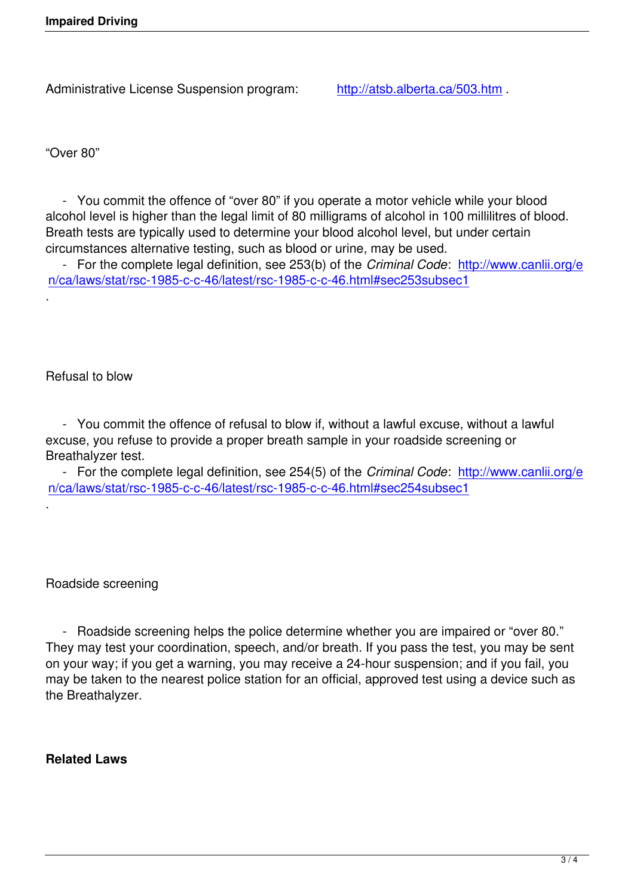Administrative License Suspension program: http://atsb.alberta.ca/503.htm .

“Over 80”

- You commit the offence of “over 80” if you operate a motor vehicle while your blood alcohol level is higher than the legal limit of 80 milligrams of alcohol in 100 millilitres of blood. Breath tests are typically used to determine your blood alcohol level, but under certain circumstances alternative testing, such as blood or urine, may be used.
- For the complete legal definition, see 253(b) of the *Criminal Code*: http://www.canlii.org/en/ca/laws/stat/rsc-1985-c-c-46/latest/rsc-1985-c-c-46.html#sec253subsec1 .

Refusal to blow

- You commit the offence of refusal to blow if, without a lawful excuse, without a lawful excuse, you refuse to provide a proper breath sample in your roadside screening or Breathalyzer test.
- For the complete legal definition, see 254(5) of the *Criminal Code*: http://www.canlii.org/en/ca/laws/stat/rsc-1985-c-c-46/latest/rsc-1985-c-c-46.html#sec254subsec1 .

Roadside screening

- Roadside screening helps the police determine whether you are impaired or “over 80.” They may test your coordination, speech, and/or breath. If you pass the test, you may be sent on your way; if you get a warning, you may receive a 24-hour suspension; and if you fail, you may be taken to the nearest police station for an official, approved test using a device such as the Breathalyzer.

**Related Laws**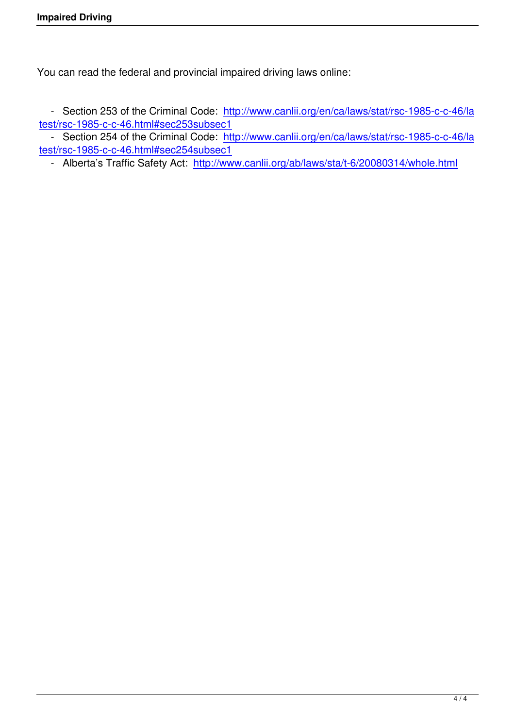You can read the federal and provincial impaired driving laws online:

- Section 253 of the Criminal Code: http://www.canlii.org/en/ca/laws/stat/rsc-1985-c-c-46/latest/rsc-1985-c-c-46.html#sec253subsec1
- Section 254 of the Criminal Code: http://www.canlii.org/en/ca/laws/stat/rsc-1985-c-c-46/latest/rsc-1985-c-c-46.html#sec254subsec1
- Alberta's Traffic Safety Act: http://www.canlii.org/ab/laws/sta/t-6/20080314/whole.html